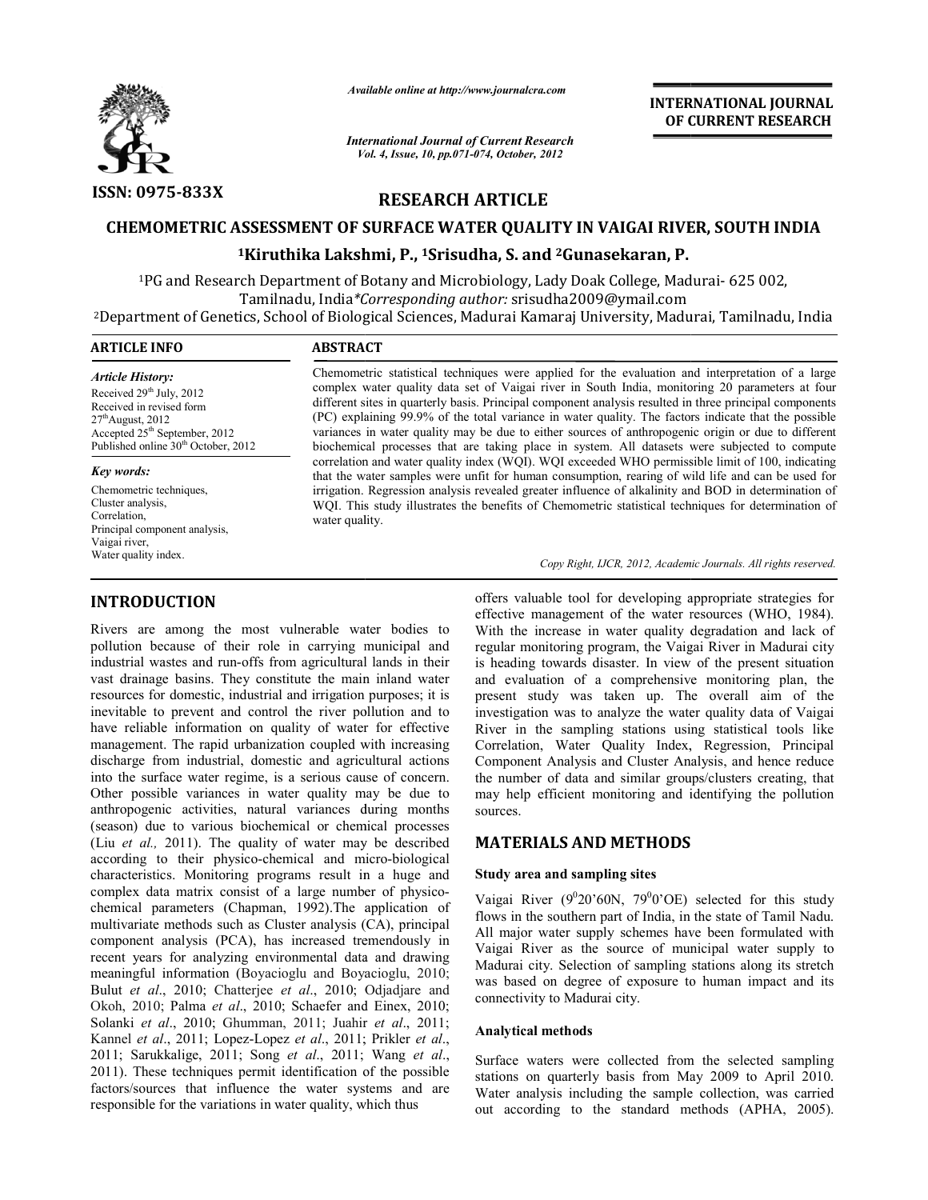*Available online at http://www.journalcra.com*

*International Journal of Current Research*
*Vol. 4, Issue, 10, pp.071-074, October, 2012*

**INTERNATIONAL JOURNAL OF CURRENT RESEARCH**

**ISSN: 0975-833X**

## RESEARCH ARTICLE

# CHEMOMETRIC ASSESSMENT OF SURFACE WATER QUALITY IN VAIGAI RIVER, SOUTH INDIA

**[1]Kiruthika Lakshmi, P., [1]Srisudha, S. and [2]Gunasekaran, P.**

[1]PG and Research Department of Botany and Microbiology, Lady Doak College, Madurai- 625 002, Tamilnadu, India*Corresponding author:* srisudha2009@ymail.com

[2]Department of Genetics, School of Biological Sciences, Madurai Kamaraj University, Madurai, Tamilnadu, India

**ARTICLE INFO**

*Article History:*

Received 29[th] July, 2012
Received in revised form 27[th]August, 2012
Accepted 25[th] September, 2012
Published online 30[th] October, 2012

*Key words:*

Chemometric techniques,
Cluster analysis,
Correlation,
Principal component analysis,
Vaigai river,
Water quality index.

**ABSTRACT**

Chemometric statistical techniques were applied for the evaluation and interpretation of a large complex water quality data set of Vaigai river in South India, monitoring 20 parameters at four different sites in quarterly basis. Principal component analysis resulted in three principal components (PC) explaining 99.9% of the total variance in water quality. The factors indicate that the possible variances in water quality may be due to either sources of anthropogenic origin or due to different biochemical processes that are taking place in system. All datasets were subjected to compute correlation and water quality index (WQI). WQI exceeded WHO permissible limit of 100, indicating that the water samples were unfit for human consumption, rearing of wild life and can be used for irrigation. Regression analysis revealed greater influence of alkalinity and BOD in determination of WQI. This study illustrates the benefits of Chemometric statistical techniques for determination of water quality.

*Copy Right, IJCR, 2012, Academic Journals. All rights reserved.*

## INTRODUCTION

Rivers are among the most vulnerable water bodies to pollution because of their role in carrying municipal and industrial wastes and run-offs from agricultural lands in their vast drainage basins. They constitute the main inland water resources for domestic, industrial and irrigation purposes; it is inevitable to prevent and control the river pollution and to have reliable information on quality of water for effective management. The rapid urbanization coupled with increasing discharge from industrial, domestic and agricultural actions into the surface water regime, is a serious cause of concern. Other possible variances in water quality may be due to anthropogenic activities, natural variances during months (season) due to various biochemical or chemical processes (Liu *et al.,* 2011). The quality of water may be described according to their physico-chemical and micro-biological characteristics. Monitoring programs result in a huge and complex data matrix consist of a large number of physico-chemical parameters (Chapman, 1992).The application of multivariate methods such as Cluster analysis (CA), principal component analysis (PCA), has increased tremendously in recent years for analyzing environmental data and drawing meaningful information (Boyacioglu and Boyacioglu, 2010; Bulut *et al*., 2010; Chatterjee *et al*., 2010; Odjadjare and Okoh, 2010; Palma *et al*., 2010; Schaefer and Einex, 2010; Solanki *et al*., 2010; Ghumman, 2011; Juahir *et al*., 2011; Kannel *et al*., 2011; Lopez-Lopez *et al*., 2011; Prikler *et al*., 2011; Sarukkalige, 2011; Song *et al*., 2011; Wang *et al*., 2011). These techniques permit identification of the possible factors/sources that influence the water systems and are responsible for the variations in water quality, which thus offers valuable tool for developing appropriate strategies for effective management of the water resources (WHO, 1984). With the increase in water quality degradation and lack of regular monitoring program, the Vaigai River in Madurai city is heading towards disaster. In view of the present situation and evaluation of a comprehensive monitoring plan, the present study was taken up. The overall aim of the investigation was to analyze the water quality data of Vaigai River in the sampling stations using statistical tools like Correlation, Water Quality Index, Regression, Principal Component Analysis and Cluster Analysis, and hence reduce the number of data and similar groups/clusters creating, that may help efficient monitoring and identifying the pollution sources.

## MATERIALS AND METHODS

### Study area and sampling sites

Vaigai River ($9^0$20'60N, $79^0$0'OE) selected for this study flows in the southern part of India, in the state of Tamil Nadu. All major water supply schemes have been formulated with Vaigai River as the source of municipal water supply to Madurai city. Selection of sampling stations along its stretch was based on degree of exposure to human impact and its connectivity to Madurai city.

### Analytical methods

Surface waters were collected from the selected sampling stations on quarterly basis from May 2009 to April 2010. Water analysis including the sample collection, was carried out according to the standard methods (APHA, 2005).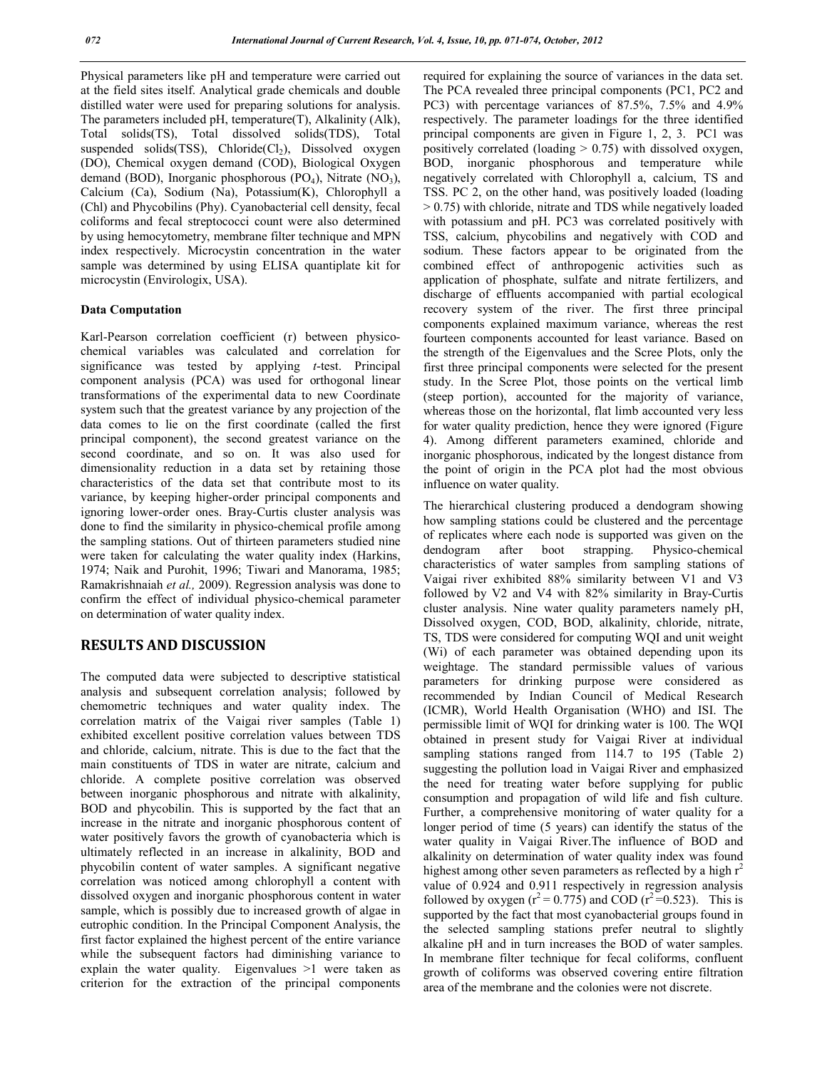Physical parameters like pH and temperature were carried out at the field sites itself. Analytical grade chemicals and double distilled water were used for preparing solutions for analysis. The parameters included pH, temperature(T), Alkalinity (Alk), Total solids(TS), Total dissolved solids(TDS), Total suspended solids(TSS), Chloride($Cl_2$), Dissolved oxygen (DO), Chemical oxygen demand (COD), Biological Oxygen demand (BOD), Inorganic phosphorous ($PO_4$), Nitrate ($NO_3$), Calcium (Ca), Sodium (Na), Potassium(K), Chlorophyll a (Chl) and Phycobilins (Phy). Cyanobacterial cell density, fecal coliforms and fecal streptococci count were also determined by using hemocytometry, membrane filter technique and MPN index respectively. Microcystin concentration in the water sample was determined by using ELISA quantiplate kit for microcystin (Envirologix, USA).

**Data Computation**

Karl-Pearson correlation coefficient (r) between physico-chemical variables was calculated and correlation for significance was tested by applying *t*-test. Principal component analysis (PCA) was used for orthogonal linear transformations of the experimental data to new Coordinate system such that the greatest variance by any projection of the data comes to lie on the first coordinate (called the first principal component), the second greatest variance on the second coordinate, and so on. It was also used for dimensionality reduction in a data set by retaining those characteristics of the data set that contribute most to its variance, by keeping higher-order principal components and ignoring lower-order ones. Bray-Curtis cluster analysis was done to find the similarity in physico-chemical profile among the sampling stations. Out of thirteen parameters studied nine were taken for calculating the water quality index (Harkins, 1974; Naik and Purohit, 1996; Tiwari and Manorama, 1985; Ramakrishnaiah *et al.,* 2009). Regression analysis was done to confirm the effect of individual physico-chemical parameter on determination of water quality index.

## RESULTS AND DISCUSSION

The computed data were subjected to descriptive statistical analysis and subsequent correlation analysis; followed by chemometric techniques and water quality index. The correlation matrix of the Vaigai river samples (Table 1) exhibited excellent positive correlation values between TDS and chloride, calcium, nitrate. This is due to the fact that the main constituents of TDS in water are nitrate, calcium and chloride. A complete positive correlation was observed between inorganic phosphorous and nitrate with alkalinity, BOD and phycobilin. This is supported by the fact that an increase in the nitrate and inorganic phosphorous content of water positively favors the growth of cyanobacteria which is ultimately reflected in an increase in alkalinity, BOD and phycobilin content of water samples. A significant negative correlation was noticed among chlorophyll a content with dissolved oxygen and inorganic phosphorous content in water sample, which is possibly due to increased growth of algae in eutrophic condition. In the Principal Component Analysis, the first factor explained the highest percent of the entire variance while the subsequent factors had diminishing variance to explain the water quality. Eigenvalues >1 were taken as criterion for the extraction of the principal components required for explaining the source of variances in the data set. The PCA revealed three principal components (PC1, PC2 and PC3) with percentage variances of 87.5%, 7.5% and 4.9% respectively. The parameter loadings for the three identified principal components are given in Figure 1, 2, 3. PC1 was positively correlated (loading > 0.75) with dissolved oxygen, BOD, inorganic phosphorous and temperature while negatively correlated with Chlorophyll a, calcium, TS and TSS. PC 2, on the other hand, was positively loaded (loading > 0.75) with chloride, nitrate and TDS while negatively loaded with potassium and pH. PC3 was correlated positively with TSS, calcium, phycobilins and negatively with COD and sodium. These factors appear to be originated from the combined effect of anthropogenic activities such as application of phosphate, sulfate and nitrate fertilizers, and discharge of effluents accompanied with partial ecological recovery system of the river. The first three principal components explained maximum variance, whereas the rest fourteen components accounted for least variance. Based on the strength of the Eigenvalues and the Scree Plots, only the first three principal components were selected for the present study. In the Scree Plot, those points on the vertical limb (steep portion), accounted for the majority of variance, whereas those on the horizontal, flat limb accounted very less for water quality prediction, hence they were ignored (Figure 4). Among different parameters examined, chloride and inorganic phosphorous, indicated by the longest distance from the point of origin in the PCA plot had the most obvious influence on water quality.

The hierarchical clustering produced a dendogram showing how sampling stations could be clustered and the percentage of replicates where each node is supported was given on the dendogram after boot strapping. Physico-chemical characteristics of water samples from sampling stations of Vaigai river exhibited 88% similarity between V1 and V3 followed by V2 and V4 with 82% similarity in Bray-Curtis cluster analysis. Nine water quality parameters namely pH, Dissolved oxygen, COD, BOD, alkalinity, chloride, nitrate, TS, TDS were considered for computing WQI and unit weight (Wi) of each parameter was obtained depending upon its weightage. The standard permissible values of various parameters for drinking purpose were considered as recommended by Indian Council of Medical Research (ICMR), World Health Organisation (WHO) and ISI. The permissible limit of WQI for drinking water is 100. The WQI obtained in present study for Vaigai River at individual sampling stations ranged from 114.7 to 195 (Table 2) suggesting the pollution load in Vaigai River and emphasized the need for treating water before supplying for public consumption and propagation of wild life and fish culture. Further, a comprehensive monitoring of water quality for a longer period of time (5 years) can identify the status of the water quality in Vaigai River.The influence of BOD and alkalinity on determination of water quality index was found highest among other seven parameters as reflected by a high $r^2$ value of 0.924 and 0.911 respectively in regression analysis followed by oxygen ($r^2 = 0.775$) and COD ($r^2 = 0.523$). This is supported by the fact that most cyanobacterial groups found in the selected sampling stations prefer neutral to slightly alkaline pH and in turn increases the BOD of water samples. In membrane filter technique for fecal coliforms, confluent growth of coliforms was observed covering entire filtration area of the membrane and the colonies were not discrete.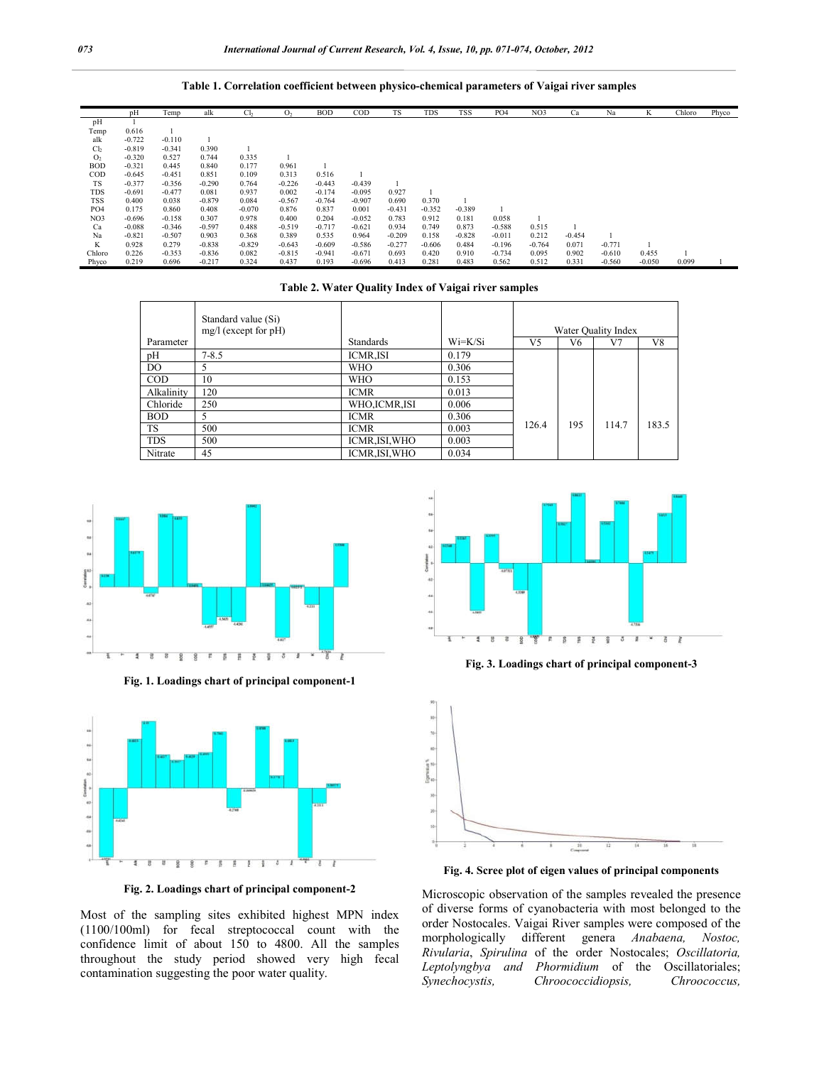**Table 1. Correlation coefficient between physico-chemical parameters of Vaigai river samples**

| | pH | Temp | alk | $Cl_2$ | $O_2$ | BOD | COD | TS | TDS | TSS | PO4 | NO3 | Ca | Na | K | Chloro | Phyco |
|---|---|---|---|---|---|---|---|---|---|---|---|---|---|---|---|---|---|
| pH | 1 | | | | | | | | | | | | | | | | |
| Temp | 0.616 | 1 | | | | | | | | | | | | | | | |
| alk | -0.722 | -0.110 | 1 | | | | | | | | | | | | | | |
| $Cl_2$ | -0.819 | -0.341 | 0.390 | 1 | | | | | | | | | | | | | |
| $O_2$ | -0.320 | 0.527 | 0.744 | 0.335 | 1 | | | | | | | | | | | | |
| BOD | -0.321 | 0.445 | 0.840 | 0.177 | 0.961 | 1 | | | | | | | | | | | |
| COD | -0.645 | -0.451 | 0.851 | 0.109 | 0.313 | 0.516 | 1 | | | | | | | | | | |
| TS | -0.377 | -0.356 | -0.290 | 0.764 | -0.226 | -0.443 | -0.439 | 1 | | | | | | | | | |
| TDS | -0.691 | -0.477 | 0.081 | 0.937 | 0.002 | -0.174 | -0.095 | 0.927 | 1 | | | | | | | | |
| TSS | 0.400 | 0.038 | -0.879 | 0.084 | -0.567 | -0.764 | -0.907 | 0.690 | 0.370 | 1 | | | | | | | |
| PO4 | 0.175 | 0.860 | 0.408 | -0.070 | 0.876 | 0.837 | 0.001 | -0.431 | -0.352 | -0.389 | 1 | | | | | | |
| NO3 | -0.696 | -0.158 | 0.307 | 0.978 | 0.400 | 0.204 | -0.052 | 0.783 | 0.912 | 0.181 | 0.058 | 1 | | | | | |
| Ca | -0.088 | -0.346 | -0.597 | 0.488 | -0.519 | -0.717 | -0.621 | 0.934 | 0.749 | 0.873 | -0.588 | 0.515 | 1 | | | | |
| Na | -0.821 | -0.507 | 0.903 | 0.368 | 0.389 | 0.535 | 0.964 | -0.209 | 0.158 | -0.828 | -0.011 | 0.212 | -0.454 | 1 | | | |
| K | 0.928 | 0.279 | -0.838 | -0.829 | -0.643 | -0.609 | -0.586 | -0.277 | -0.606 | 0.484 | -0.196 | -0.764 | 0.071 | -0.771 | 1 | | |
| Chloro | 0.226 | -0.353 | -0.836 | 0.082 | -0.815 | -0.941 | -0.671 | 0.693 | 0.420 | 0.910 | -0.734 | 0.095 | 0.902 | -0.610 | 0.455 | 1 | |
| Phyco | 0.219 | 0.696 | -0.217 | 0.324 | 0.437 | 0.193 | -0.696 | 0.413 | 0.281 | 0.483 | 0.562 | 0.512 | 0.331 | -0.560 | -0.050 | 0.099 | 1 |

**Table 2. Water Quality Index of Vaigai river samples**

| Parameter | Standard value (Si) mg/l (except for pH) | Standards | Wi=K/Si | Water Quality Index | | | |
|---|---|---|---|---|---|---|---|
| | | | | V5 | V6 | V7 | V8 |
| pH | 7-8.5 | ICMR,ISI | 0.179 | 126.4 | 195 | 114.7 | 183.5 |
| DO | 5 | WHO | 0.306 | | | | |
| COD | 10 | WHO | 0.153 | | | | |
| Alkalinity | 120 | ICMR | 0.013 | | | | |
| Chloride | 250 | WHO,ICMR,ISI | 0.006 | | | | |
| BOD | 5 | ICMR | 0.306 | | | | |
| TS | 500 | ICMR | 0.003 | | | | |
| TDS | 500 | ICMR,ISI,WHO | 0.003 | | | | |
| Nitrate | 45 | ICMR,ISI,WHO | 0.034 | | | | |

**Fig. 1. Loadings chart of principal component-1**

**Fig. 2. Loadings chart of principal component-2**

**Fig. 3. Loadings chart of principal component-3**

**Fig. 4. Scree plot of eigen values of principal components**

Most of the sampling sites exhibited highest MPN index (1100/100ml) for fecal streptococcal count with the confidence limit of about 150 to 4800. All the samples throughout the study period showed very high fecal contamination suggesting the poor water quality.

Microscopic observation of the samples revealed the presence of diverse forms of cyanobacteria with most belonged to the order Nostocales. Vaigai River samples were composed of the morphologically different genera *Anabaena, Nostoc, Rivularia*, *Spirulina* of the order Nostocales; *Oscillatoria, Leptolyngbya and Phormidium* of the Oscillatoriales; *Synechocystis, Chroococcidiopsis, Chroococcus,*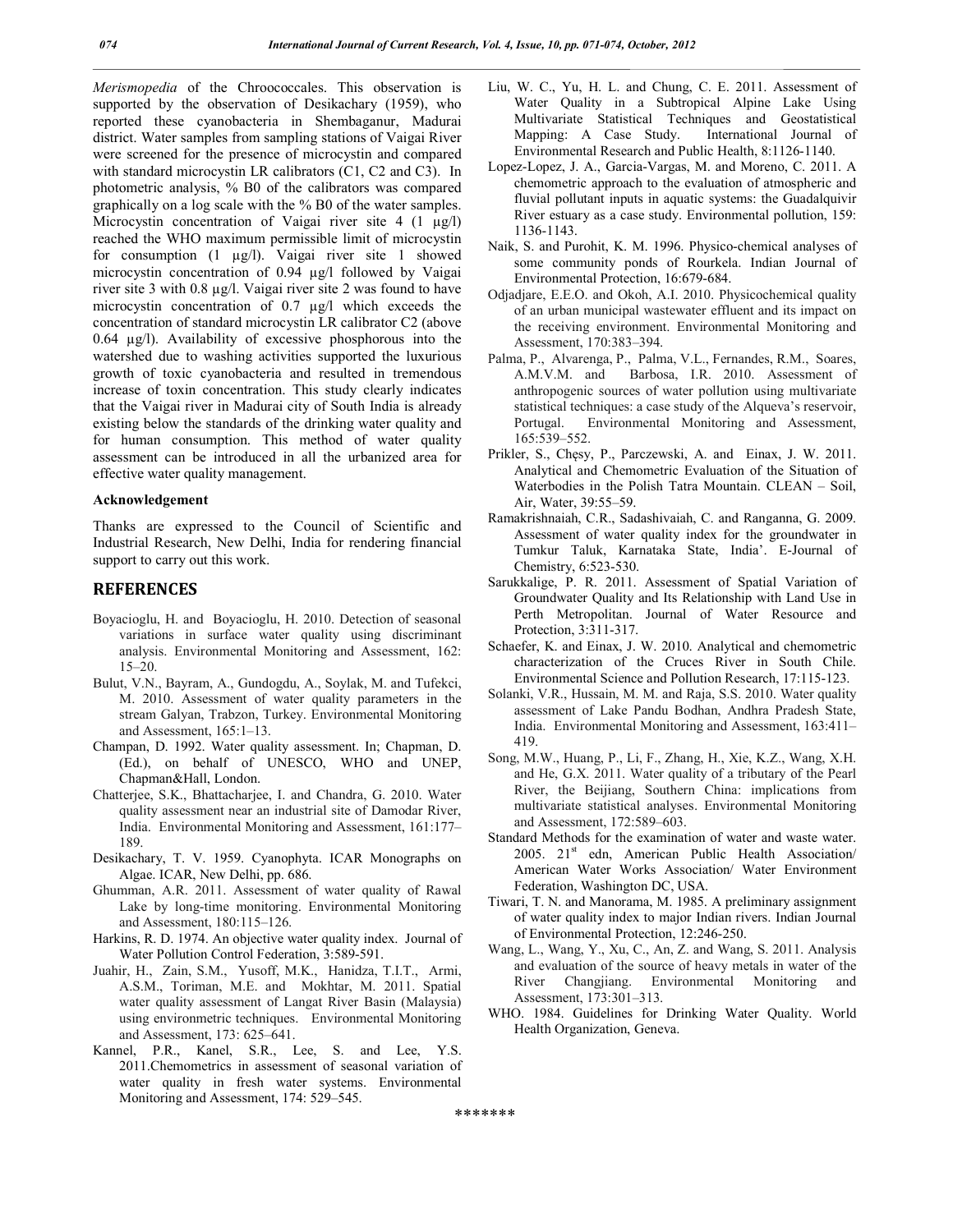*Merismopedia* of the Chroococcales. This observation is supported by the observation of Desikachary (1959), who reported these cyanobacteria in Shembaganur, Madurai district. Water samples from sampling stations of Vaigai River were screened for the presence of microcystin and compared with standard microcystin LR calibrators (C1, C2 and C3). In photometric analysis, % B0 of the calibrators was compared graphically on a log scale with the % B0 of the water samples. Microcystin concentration of Vaigai river site 4 (1 µg/l) reached the WHO maximum permissible limit of microcystin for consumption (1 µg/l). Vaigai river site 1 showed microcystin concentration of 0.94 µg/l followed by Vaigai river site 3 with 0.8 µg/l. Vaigai river site 2 was found to have microcystin concentration of 0.7 µg/l which exceeds the concentration of standard microcystin LR calibrator C2 (above 0.64 µg/l). Availability of excessive phosphorous into the watershed due to washing activities supported the luxurious growth of toxic cyanobacteria and resulted in tremendous increase of toxin concentration. This study clearly indicates that the Vaigai river in Madurai city of South India is already existing below the standards of the drinking water quality and for human consumption. This method of water quality assessment can be introduced in all the urbanized area for effective water quality management.

**Acknowledgement**

Thanks are expressed to the Council of Scientific and Industrial Research, New Delhi, India for rendering financial support to carry out this work.

## REFERENCES

Boyacioglu, H. and Boyacioglu, H. 2010. Detection of seasonal variations in surface water quality using discriminant analysis. Environmental Monitoring and Assessment, 162: 15–20.

Bulut, V.N., Bayram, A., Gundogdu, A., Soylak, M. and Tufekci, M. 2010. Assessment of water quality parameters in the stream Galyan, Trabzon, Turkey. Environmental Monitoring and Assessment, 165:1–13.

Champan, D. 1992. Water quality assessment. In; Chapman, D. (Ed.), on behalf of UNESCO, WHO and UNEP, Chapman&Hall, London.

Chatterjee, S.K., Bhattacharjee, I. and Chandra, G. 2010. Water quality assessment near an industrial site of Damodar River, India. Environmental Monitoring and Assessment, 161:177–189.

Desikachary, T. V. 1959. Cyanophyta. ICAR Monographs on Algae. ICAR, New Delhi, pp. 686.

Ghumman, A.R. 2011. Assessment of water quality of Rawal Lake by long-time monitoring. Environmental Monitoring and Assessment, 180:115–126.

Harkins, R. D. 1974. An objective water quality index. Journal of Water Pollution Control Federation, 3:589-591.

Juahir, H., Zain, S.M., Yusoff, M.K., Hanidza, T.I.T., Armi, A.S.M., Toriman, M.E. and Mokhtar, M. 2011. Spatial water quality assessment of Langat River Basin (Malaysia) using environmetric techniques. Environmental Monitoring and Assessment, 173: 625–641.

Kannel, P.R., Kanel, S.R., Lee, S. and Lee, Y.S. 2011.Chemometrics in assessment of seasonal variation of water quality in fresh water systems. Environmental Monitoring and Assessment, 174: 529–545.

Liu, W. C., Yu, H. L. and Chung, C. E. 2011. Assessment of Water Quality in a Subtropical Alpine Lake Using Multivariate Statistical Techniques and Geostatistical Mapping: A Case Study. International Journal of Environmental Research and Public Health, 8:1126-1140.

Lopez-Lopez, J. A., Garcia-Vargas, M. and Moreno, C. 2011. A chemometric approach to the evaluation of atmospheric and fluvial pollutant inputs in aquatic systems: the Guadalquivir River estuary as a case study. Environmental pollution, 159: 1136-1143.

Naik, S. and Purohit, K. M. 1996. Physico-chemical analyses of some community ponds of Rourkela. Indian Journal of Environmental Protection, 16:679-684.

Odjadjare, E.E.O. and Okoh, A.I. 2010. Physicochemical quality of an urban municipal wastewater effluent and its impact on the receiving environment. Environmental Monitoring and Assessment, 170:383–394.

Palma, P., Alvarenga, P., Palma, V.L., Fernandes, R.M., Soares, A.M.V.M. and Barbosa, I.R. 2010. Assessment of anthropogenic sources of water pollution using multivariate statistical techniques: a case study of the Alqueva's reservoir, Portugal. Environmental Monitoring and Assessment, 165:539–552.

Prikler, S., Chęsy, P., Parczewski, A. and Einax, J. W. 2011. Analytical and Chemometric Evaluation of the Situation of Waterbodies in the Polish Tatra Mountain. CLEAN – Soil, Air, Water, 39:55–59.

Ramakrishnaiah, C.R., Sadashivaiah, C. and Ranganna, G. 2009. Assessment of water quality index for the groundwater in Tumkur Taluk, Karnataka State, India'. E-Journal of Chemistry, 6:523-530.

Sarukkalige, P. R. 2011. Assessment of Spatial Variation of Groundwater Quality and Its Relationship with Land Use in Perth Metropolitan. Journal of Water Resource and Protection, 3:311-317.

Schaefer, K. and Einax, J. W. 2010. Analytical and chemometric characterization of the Cruces River in South Chile. Environmental Science and Pollution Research, 17:115-123.

Solanki, V.R., Hussain, M. M. and Raja, S.S. 2010. Water quality assessment of Lake Pandu Bodhan, Andhra Pradesh State, India. Environmental Monitoring and Assessment, 163:411–419.

Song, M.W., Huang, P., Li, F., Zhang, H., Xie, K.Z., Wang, X.H. and He, G.X. 2011. Water quality of a tributary of the Pearl River, the Beijiang, Southern China: implications from multivariate statistical analyses. Environmental Monitoring and Assessment, 172:589–603.

Standard Methods for the examination of water and waste water. 2005. 21st edn, American Public Health Association/ American Water Works Association/ Water Environment Federation, Washington DC, USA.

Tiwari, T. N. and Manorama, M. 1985. A preliminary assignment of water quality index to major Indian rivers. Indian Journal of Environmental Protection, 12:246-250.

Wang, L., Wang, Y., Xu, C., An, Z. and Wang, S. 2011. Analysis and evaluation of the source of heavy metals in water of the River Changjiang. Environmental Monitoring and Assessment, 173:301–313.

WHO. 1984. Guidelines for Drinking Water Quality. World Health Organization, Geneva.

*******